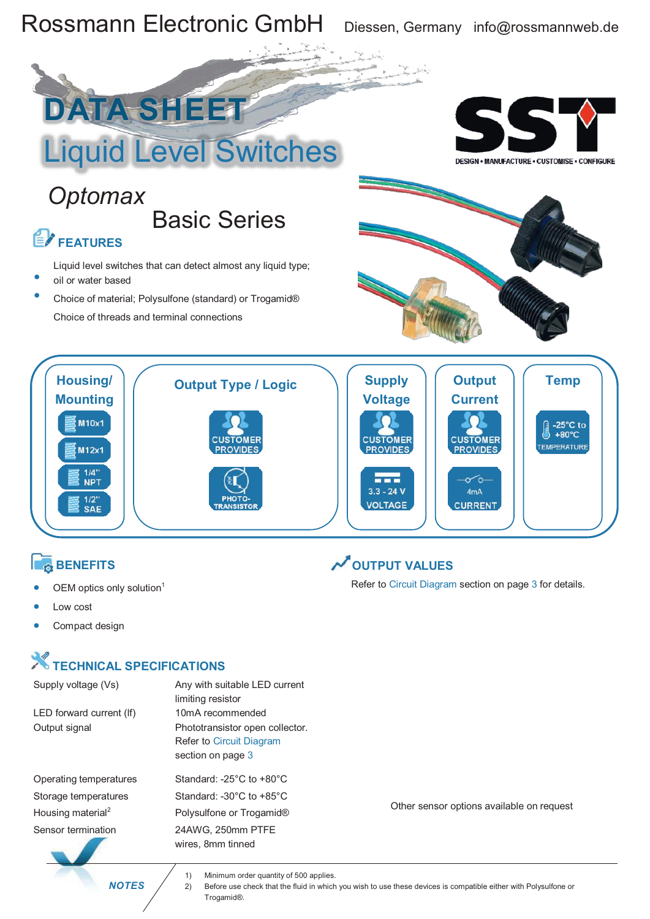Rossmann Electronic GmbH Diessen, Germany info@rossmannweb.de

# DATA SHEET

# Liquid Level Switches

SST — DESIGN • MANUFACTURE • CUSTOMISE • CONFIGURE

## *Optomax* Basic Series

## FEATURES

- Liquid level switches that can detect almost any liquid type; oil or water based
- Choice of material; Polysulfone (standard) or Trogamid®
- Choice of threads and terminal connections

| Housing/ Mounting | Output Type / Logic | Supply Voltage | Output Current | Temp |
|---|---|---|---|---|
| M10x1 | CUSTOMER PROVIDES | CUSTOMER PROVIDES | CUSTOMER PROVIDES | -25°C to +80°C TEMPERATURE |
| M12x1 | PHOTO-TRANSISTOR | 3.3 - 24 V VOLTAGE | 4mA CURRENT | |
| 1/4" NPT | | | | |
| 1/2" SAE | | | | |

## BENEFITS

- OEM optics only solution[1]
- Low cost
- Compact design

## OUTPUT VALUES

Refer to Circuit Diagram section on page 3 for details.

## TECHNICAL SPECIFICATIONS

| | |
|---|---|
| Supply voltage (Vs) | Any with suitable LED current limiting resistor |
| LED forward current (If) | 10mA recommended |
| Output signal | Phototransistor open collector. Refer to Circuit Diagram section on page 3 |
| Operating temperatures | Standard: -25°C to +80°C |
| Storage temperatures | Standard: -30°C to +85°C |
| Housing material[2] | Polysulfone or Trogamid® |
| Sensor termination | 24AWG, 250mm PTFE wires, 8mm tinned |

Other sensor options available on request

*NOTES*

1) Minimum order quantity of 500 applies.
2) Before use check that the fluid in which you wish to use these devices is compatible either with Polysulfone or Trogamid®.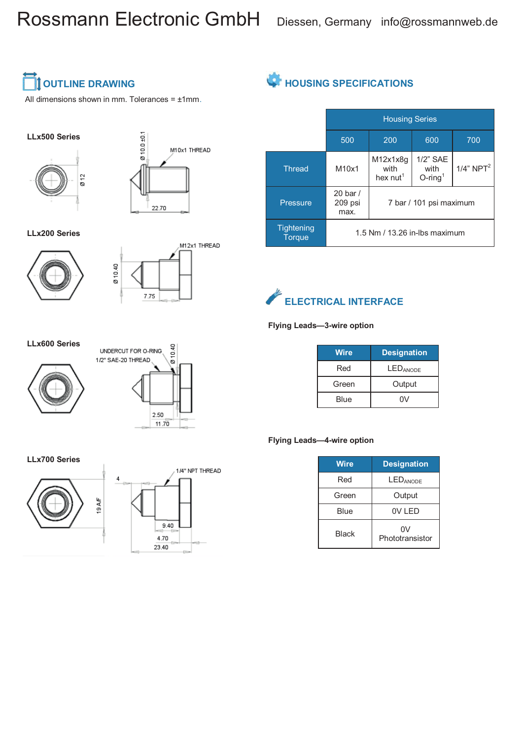Rossmann Electronic GmbH Diessen, Germany info@rossmannweb.de

## OUTLINE DRAWING

All dimensions shown in mm. Tolerances = ±1mm.

**LLx500 Series**

Ø 12

Ø 10.0 ±0.1

M10x1 THREAD

22.70

**LLx200 Series**

M12x1 THREAD

Ø 10.40

7.75

**LLx600 Series**

UNDERCUT FOR O-RING

1/2" SAE-20 THREAD

Ø 10.40

2.50

11.70

**LLx700 Series**

19 A/F

4

1/4" NPT THREAD

9.40

4.70

23.40

## HOUSING SPECIFICATIONS

| | Housing Series | | | |
|---|---|---|---|---|
| | 500 | 200 | 600 | 700 |
| Thread | M10x1 | M12x1x8g with hex nut[1] | 1/2" SAE with O-ring[1] | 1/4" NPT[2] |
| Pressure | 20 bar / 209 psi max. | 7 bar / 101 psi maximum | | |
| Tightening Torque | 1.5 Nm / 13.26 in-lbs maximum | | | |

## ELECTRICAL INTERFACE

**Flying Leads—3-wire option**

| Wire | Designation |
|---|---|
| Red | $LED_{ANODE}$ |
| Green | Output |
| Blue | 0V |

**Flying Leads—4-wire option**

| Wire | Designation |
|---|---|
| Red | $LED_{ANODE}$ |
| Green | Output |
| Blue | 0V LED |
| Black | 0V Phototransistor |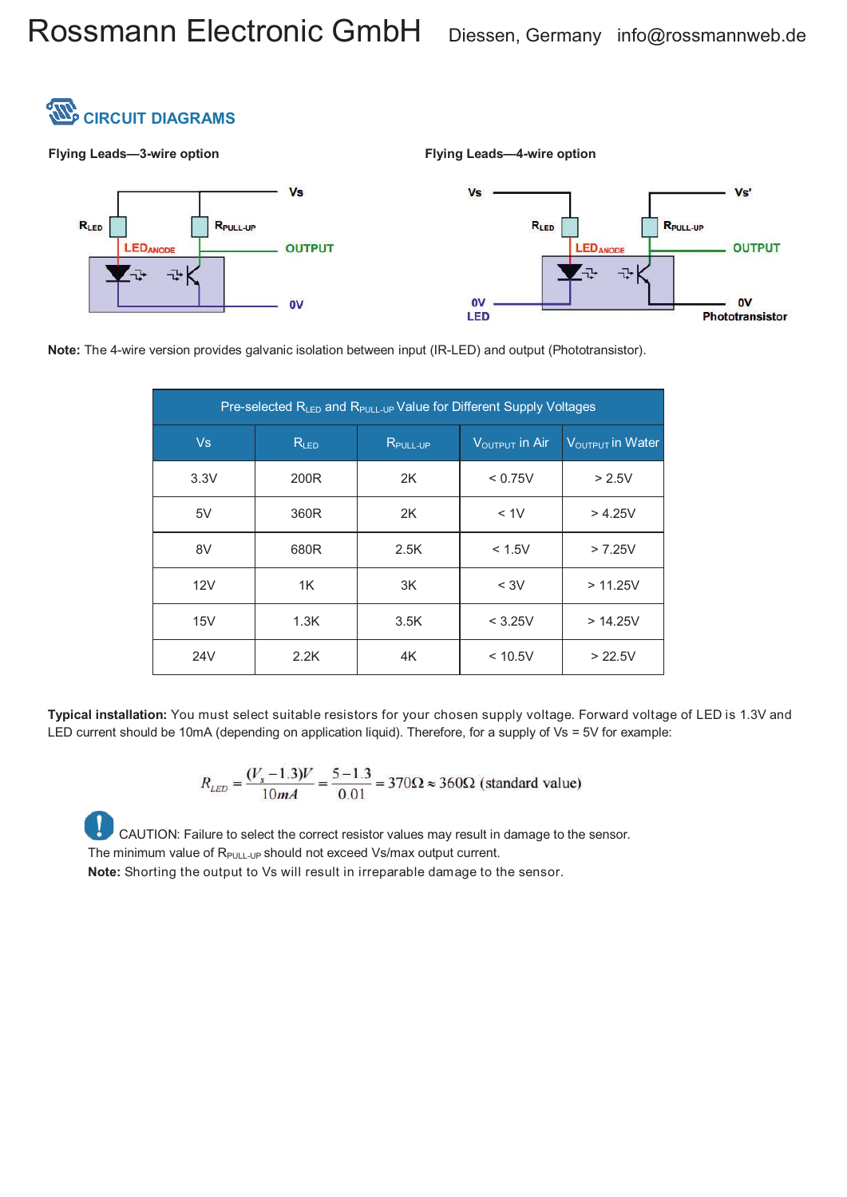## CIRCUIT DIAGRAMS

**Flying Leads—3-wire option**

**Flying Leads—4-wire option**

**Note:** The 4-wire version provides galvanic isolation between input (IR-LED) and output (Phototransistor).

| Pre-selected $R_{LED}$ and $R_{PULL\text{-}UP}$ Value for Different Supply Voltages | | | | |
|---|---|---|---|---|
| Vs | $R_{LED}$ | $R_{PULL\text{-}UP}$ | $V_{OUTPUT}$ in Air | $V_{OUTPUT}$ in Water |
| 3.3V | 200R | 2K | < 0.75V | > 2.5V |
| 5V | 360R | 2K | < 1V | > 4.25V |
| 8V | 680R | 2.5K | < 1.5V | > 7.25V |
| 12V | 1K | 3K | < 3V | > 11.25V |
| 15V | 1.3K | 3.5K | < 3.25V | > 14.25V |
| 24V | 2.2K | 4K | < 10.5V | > 22.5V |

**Typical installation:** You must select suitable resistors for your chosen supply voltage. Forward voltage of LED is 1.3V and LED current should be 10mA (depending on application liquid). Therefore, for a supply of Vs = 5V for example:

$$R_{LED} = \frac{(V_s - 1.3)V}{10mA} = \frac{5 - 1.3}{0.01} = 370\Omega \approx 360\Omega \text{ (standard value)}$$

CAUTION: Failure to select the correct resistor values may result in damage to the sensor.
The minimum value of $R_{PULL\text{-}UP}$ should not exceed Vs/max output current.
**Note:** Shorting the output to Vs will result in irreparable damage to the sensor.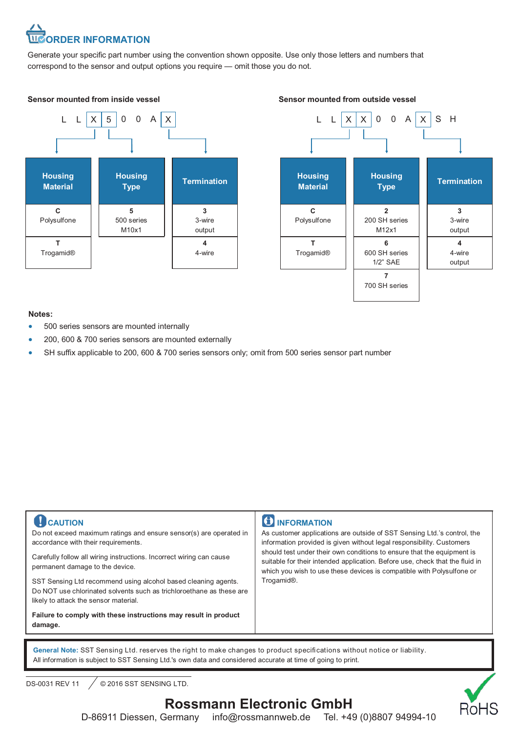## ORDER INFORMATION

Generate your specific part number using the convention shown opposite. Use only those letters and numbers that correspond to the sensor and output options you require — omit those you do not.

**Sensor mounted from inside vessel**

L L X 5 0 0 A X

| Housing Material | Housing Type | Termination |
|---|---|---|
| **C** Polysulfone | **5** 500 series M10x1 | **3** 3-wire output |
| **T** Trogamid® | | **4** 4-wire |

**Sensor mounted from outside vessel**

L L X X 0 0 A X S H

| Housing Material | Housing Type | Termination |
|---|---|---|
| **C** Polysulfone | **2** 200 SH series M12x1 | **3** 3-wire output |
| **T** Trogamid® | **6** 600 SH series 1/2" SAE | **4** 4-wire output |
| | **7** 700 SH series | |

**Notes:**

- 500 series sensors are mounted internally
- 200, 600 & 700 series sensors are mounted externally
- SH suffix applicable to 200, 600 & 700 series sensors only; omit from 500 series sensor part number

### CAUTION

Do not exceed maximum ratings and ensure sensor(s) are operated in accordance with their requirements.

Carefully follow all wiring instructions. Incorrect wiring can cause permanent damage to the device.

SST Sensing Ltd recommend using alcohol based cleaning agents. Do NOT use chlorinated solvents such as trichloroethane as these are likely to attack the sensor material.

**Failure to comply with these instructions may result in product damage.**

### INFORMATION

As customer applications are outside of SST Sensing Ltd.'s control, the information provided is given without legal responsibility. Customers should test under their own conditions to ensure that the equipment is suitable for their intended application. Before use, check that the fluid in which you wish to use these devices is compatible with Polysulfone or Trogamid®.

**General Note:** SST Sensing Ltd. reserves the right to make changes to product specifications without notice or liability. All information is subject to SST Sensing Ltd.'s own data and considered accurate at time of going to print.

DS-0031 REV 11 / © 2016 SST SENSING LTD.

**Rossmann Electronic GmbH**

D-86911 Diessen, Germany   info@rossmannweb.de   Tel. +49 (0)8807 94994-10

RoHS